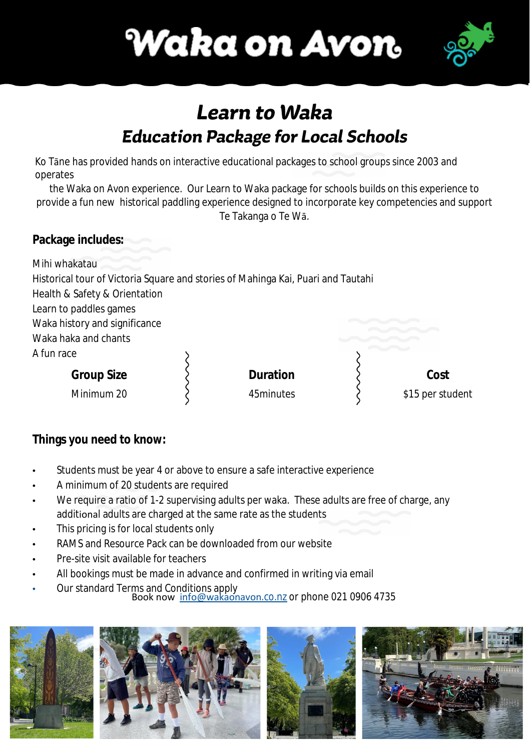# Waka on Avon

## *Learn to Waka*

## *Education Package for Local Schools*

Ko Tāne has provided hands on interactive educational packages to school groups since 2003 and operates the Waka on Avon experience. Our Learn to Waka package for schools builds on this experience to provide a fun new historical paddling experience designed to incorporate key competencies and support Te Takanga o Te Wā.

**Package includes:**

Mihi whakatau
Historical tour of Victoria Square and stories of Mahinga Kai, Puari and Tautahi
Health & Safety & Orientation
Learn to paddles games
Waka history and significance
Waka haka and chants
A fun race

| Group Size | Duration | Cost |
|---|---|---|
| Minimum 20 | 45minutes | $15 per student |

**Things you need to know:**

- Students must be year 4 or above to ensure a safe interactive experience
- A minimum of 20 students are required
- We require a ratio of 1-2 supervising adults per waka. These adults are free of charge, any additional adults are charged at the same rate as the students
- This pricing is for local students only
- RAMS and Resource Pack can be downloaded from our website
- Pre-site visit available for teachers
- All bookings must be made in advance and confirmed in writing via email
- Our standard Terms and Conditions apply

Book now info@wakaonavon.co.nz or phone 021 0906 4735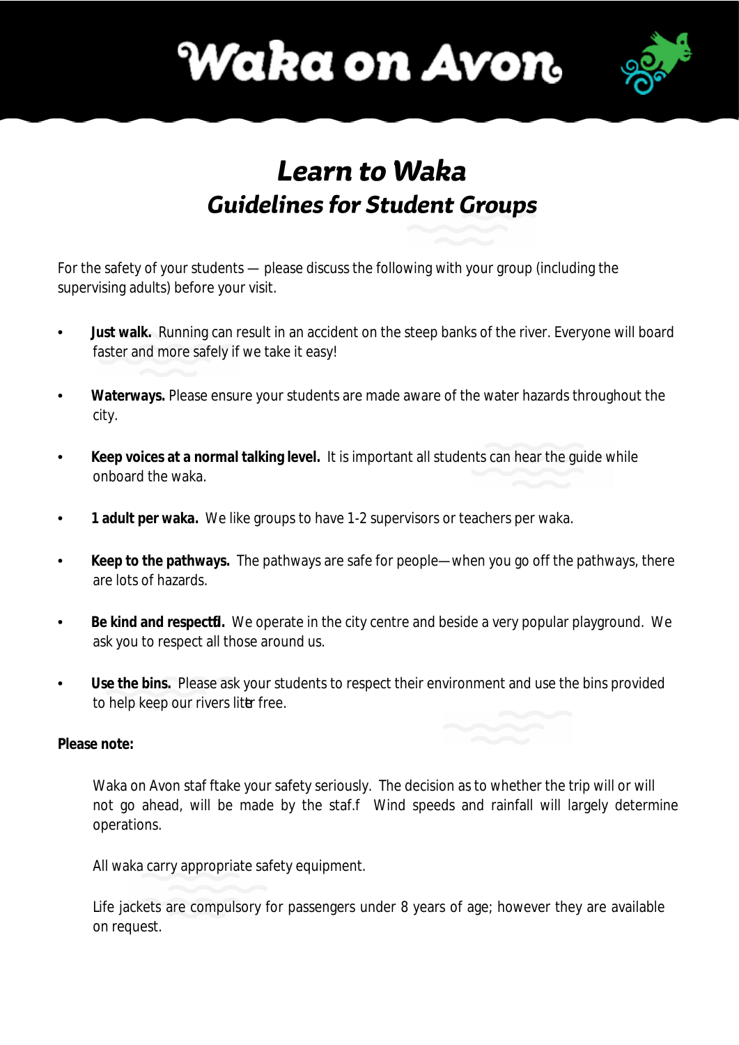# Waka on Avon

## Learn to Waka
## Guidelines for Student Groups

For the safety of your students — please discuss the following with your group (including the supervising adults) before your visit.

- **Just walk.** Running can result in an accident on the steep banks of the river. Everyone will board faster and more safely if we take it easy!
- **Waterways.** Please ensure your students are made aware of the water hazards throughout the city.
- **Keep voices at a normal talking level.** It is important all students can hear the guide while onboard the waka.
- **1 adult per waka.** We like groups to have 1-2 supervisors or teachers per waka.
- **Keep to the pathways.** The pathways are safe for people—when you go off the pathways, there are lots of hazards.
- **Be kind and respectfl.** We operate in the city centre and beside a very popular playground. We ask you to respect all those around us.
- **Use the bins.** Please ask your students to respect their environment and use the bins provided to help keep our rivers litter free.

**Please note:**

Waka on Avon staf ftake your safety seriously. The decision as to whether the trip will or will not go ahead, will be made by the staf.f Wind speeds and rainfall will largely determine operations.

All waka carry appropriate safety equipment.

Life jackets are compulsory for passengers under 8 years of age; however they are available on request.